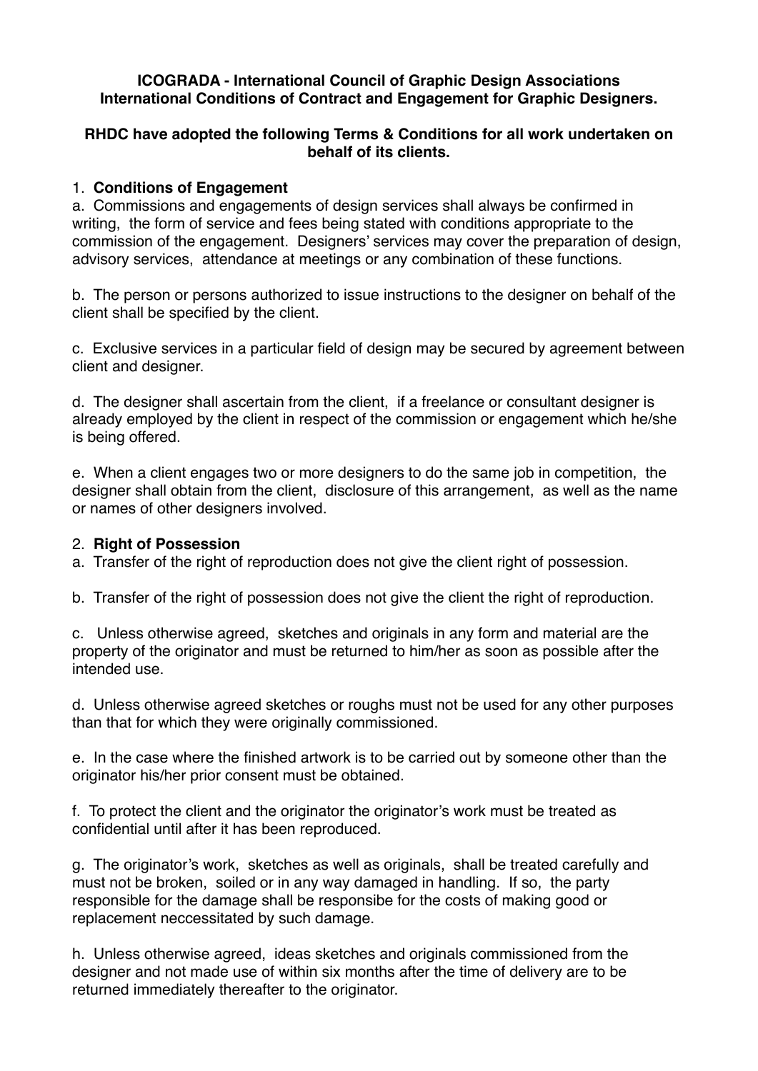**ICOGRADA - International Council of Graphic Design Associations**
**International Conditions of Contract and Engagement for Graphic Designers.**

**RHDC have adopted the following Terms & Conditions for all work undertaken on behalf of its clients.**

1. **Conditions of Engagement**

a. Commissions and engagements of design services shall always be confirmed in writing, the form of service and fees being stated with conditions appropriate to the commission of the engagement. Designers' services may cover the preparation of design, advisory services, attendance at meetings or any combination of these functions.

b. The person or persons authorized to issue instructions to the designer on behalf of the client shall be specified by the client.

c. Exclusive services in a particular field of design may be secured by agreement between client and designer.

d. The designer shall ascertain from the client, if a freelance or consultant designer is already employed by the client in respect of the commission or engagement which he/she is being offered.

e. When a client engages two or more designers to do the same job in competition, the designer shall obtain from the client, disclosure of this arrangement, as well as the name or names of other designers involved.

2. **Right of Possession**

a. Transfer of the right of reproduction does not give the client right of possession.

b. Transfer of the right of possession does not give the client the right of reproduction.

c. Unless otherwise agreed, sketches and originals in any form and material are the property of the originator and must be returned to him/her as soon as possible after the intended use.

d. Unless otherwise agreed sketches or roughs must not be used for any other purposes than that for which they were originally commissioned.

e. In the case where the finished artwork is to be carried out by someone other than the originator his/her prior consent must be obtained.

f. To protect the client and the originator the originator's work must be treated as confidential until after it has been reproduced.

g. The originator's work, sketches as well as originals, shall be treated carefully and must not be broken, soiled or in any way damaged in handling. If so, the party responsible for the damage shall be responsibe for the costs of making good or replacement neccessitated by such damage.

h. Unless otherwise agreed, ideas sketches and originals commissioned from the designer and not made use of within six months after the time of delivery are to be returned immediately thereafter to the originator.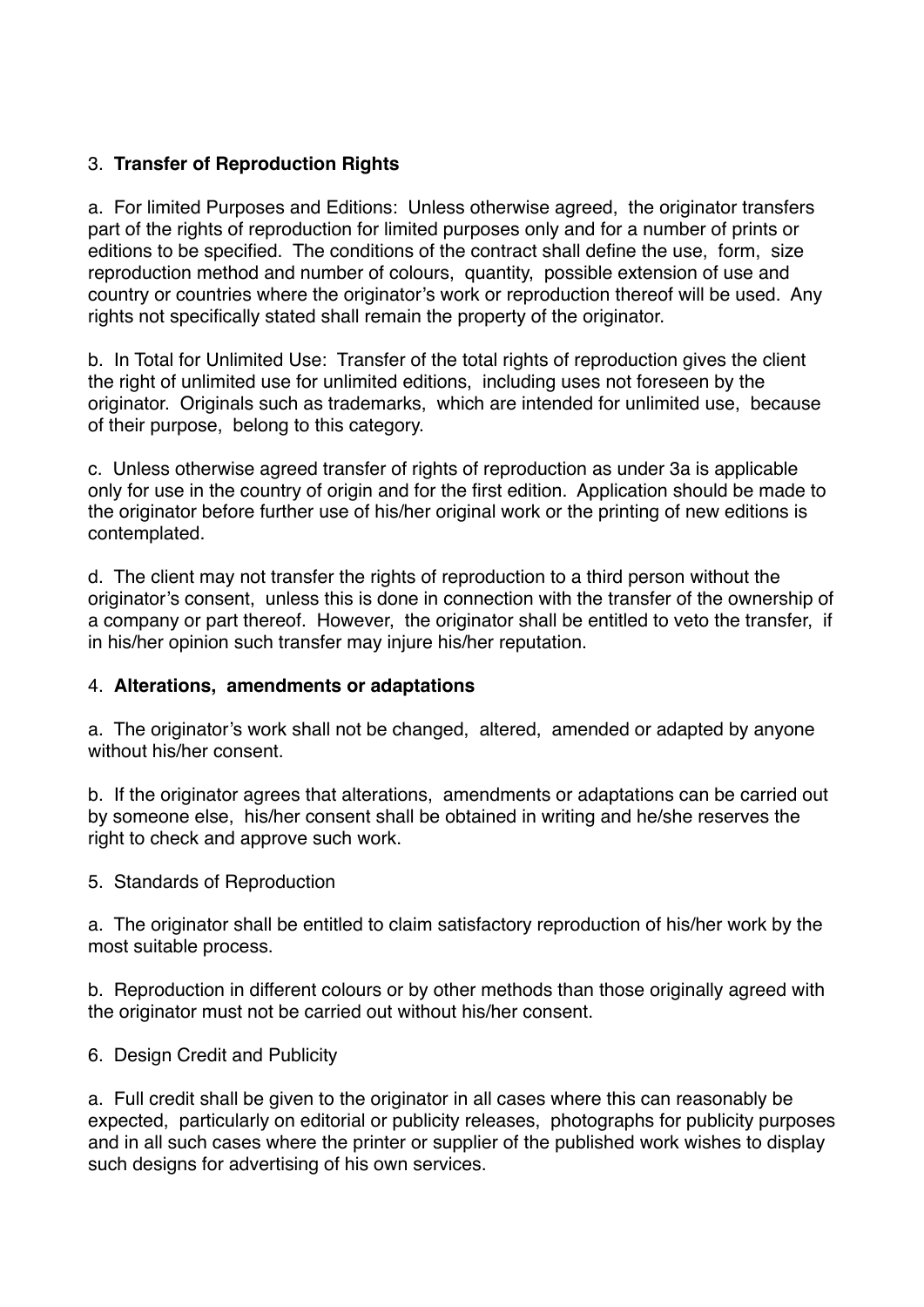3. **Transfer of Reproduction Rights**

a. For limited Purposes and Editions: Unless otherwise agreed, the originator transfers part of the rights of reproduction for limited purposes only and for a number of prints or editions to be specified. The conditions of the contract shall define the use, form, size reproduction method and number of colours, quantity, possible extension of use and country or countries where the originator's work or reproduction thereof will be used. Any rights not specifically stated shall remain the property of the originator.

b. In Total for Unlimited Use: Transfer of the total rights of reproduction gives the client the right of unlimited use for unlimited editions, including uses not foreseen by the originator. Originals such as trademarks, which are intended for unlimited use, because of their purpose, belong to this category.

c. Unless otherwise agreed transfer of rights of reproduction as under 3a is applicable only for use in the country of origin and for the first edition. Application should be made to the originator before further use of his/her original work or the printing of new editions is contemplated.

d. The client may not transfer the rights of reproduction to a third person without the originator's consent, unless this is done in connection with the transfer of the ownership of a company or part thereof. However, the originator shall be entitled to veto the transfer, if in his/her opinion such transfer may injure his/her reputation.

4. **Alterations, amendments or adaptations**

a. The originator's work shall not be changed, altered, amended or adapted by anyone without his/her consent.

b. If the originator agrees that alterations, amendments or adaptations can be carried out by someone else, his/her consent shall be obtained in writing and he/she reserves the right to check and approve such work.

5. Standards of Reproduction

a. The originator shall be entitled to claim satisfactory reproduction of his/her work by the most suitable process.

b. Reproduction in different colours or by other methods than those originally agreed with the originator must not be carried out without his/her consent.

6. Design Credit and Publicity

a. Full credit shall be given to the originator in all cases where this can reasonably be expected, particularly on editorial or publicity releases, photographs for publicity purposes and in all such cases where the printer or supplier of the published work wishes to display such designs for advertising of his own services.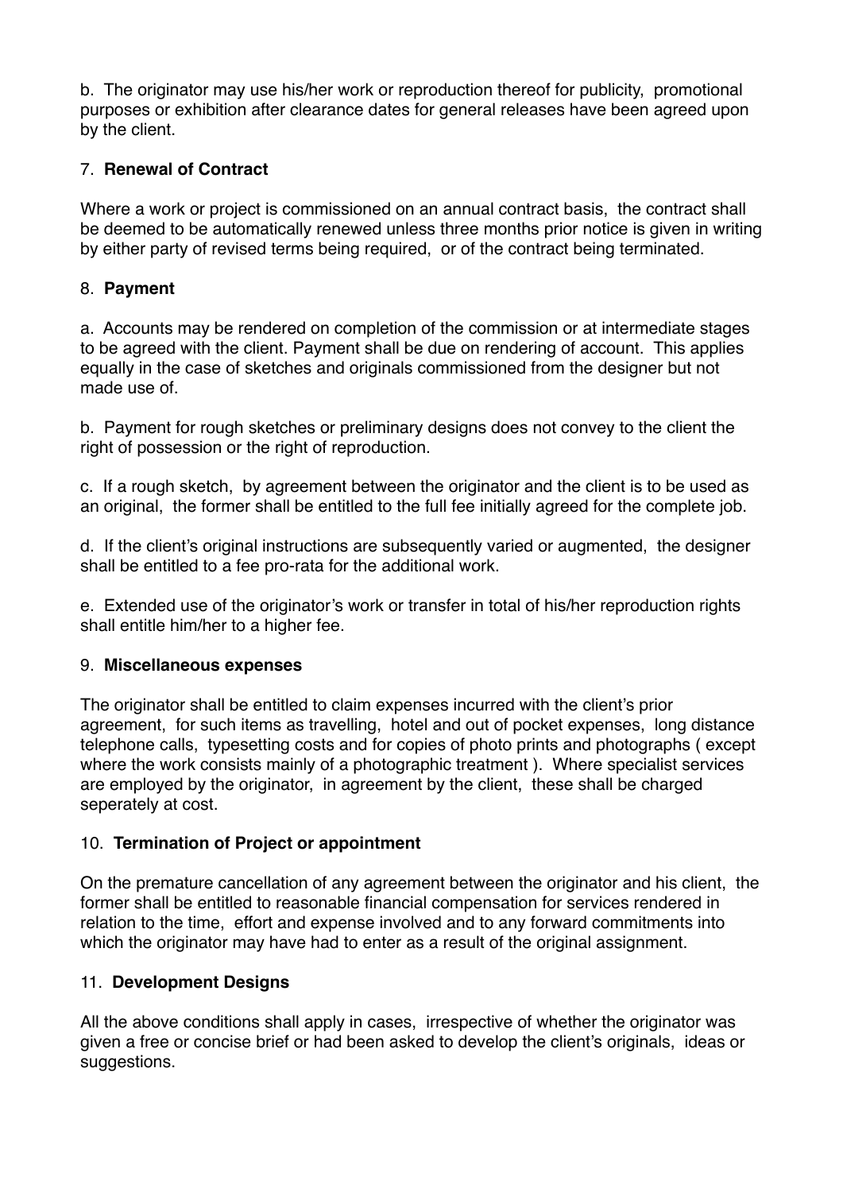b. The originator may use his/her work or reproduction thereof for publicity, promotional purposes or exhibition after clearance dates for general releases have been agreed upon by the client.

## 7. **Renewal of Contract**

Where a work or project is commissioned on an annual contract basis, the contract shall be deemed to be automatically renewed unless three months prior notice is given in writing by either party of revised terms being required, or of the contract being terminated.

## 8. **Payment**

a. Accounts may be rendered on completion of the commission or at intermediate stages to be agreed with the client. Payment shall be due on rendering of account. This applies equally in the case of sketches and originals commissioned from the designer but not made use of.

b. Payment for rough sketches or preliminary designs does not convey to the client the right of possession or the right of reproduction.

c. If a rough sketch, by agreement between the originator and the client is to be used as an original, the former shall be entitled to the full fee initially agreed for the complete job.

d. If the client's original instructions are subsequently varied or augmented, the designer shall be entitled to a fee pro-rata for the additional work.

e. Extended use of the originator's work or transfer in total of his/her reproduction rights shall entitle him/her to a higher fee.

## 9. **Miscellaneous expenses**

The originator shall be entitled to claim expenses incurred with the client's prior agreement, for such items as travelling, hotel and out of pocket expenses, long distance telephone calls, typesetting costs and for copies of photo prints and photographs ( except where the work consists mainly of a photographic treatment ). Where specialist services are employed by the originator, in agreement by the client, these shall be charged seperately at cost.

## 10. **Termination of Project or appointment**

On the premature cancellation of any agreement between the originator and his client, the former shall be entitled to reasonable financial compensation for services rendered in relation to the time, effort and expense involved and to any forward commitments into which the originator may have had to enter as a result of the original assignment.

## 11. **Development Designs**

All the above conditions shall apply in cases, irrespective of whether the originator was given a free or concise brief or had been asked to develop the client's originals, ideas or suggestions.